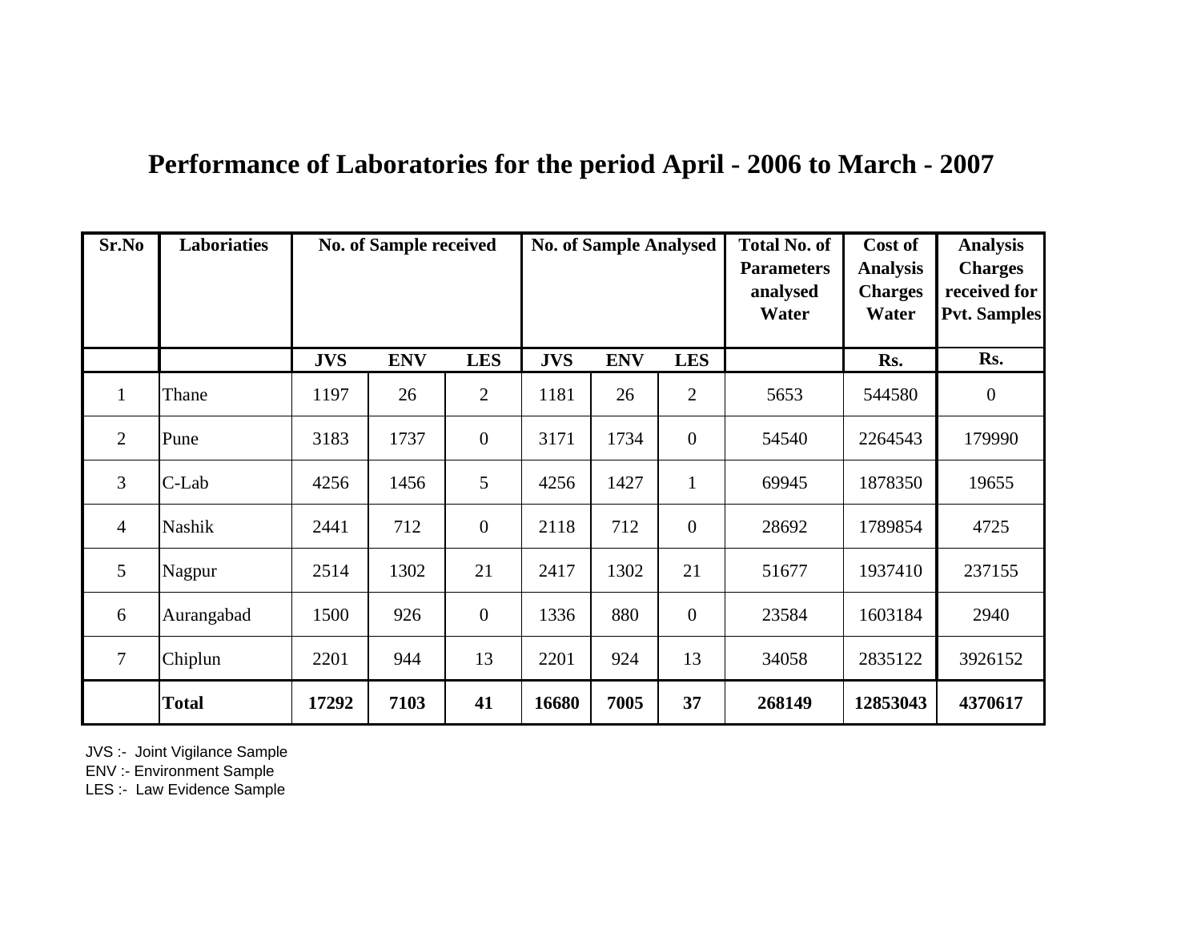# Performance of Laboratories for the period April - 2006 to March - 2007

| Sr.No | Laboriaties | No. of Sample received | | | No. of Sample Analysed | | | Total No. of Parameters analysed Water | Cost of Analysis Charges Water | Analysis Charges received for Pvt. Samples |
|---|---|---|---|---|---|---|---|---|---|---|
| | | **JVS** | **ENV** | **LES** | **JVS** | **ENV** | **LES** | | **Rs.** | **Rs.** |
| 1 | Thane | 1197 | 26 | 2 | 1181 | 26 | 2 | 5653 | 544580 | 0 |
| 2 | Pune | 3183 | 1737 | 0 | 3171 | 1734 | 0 | 54540 | 2264543 | 179990 |
| 3 | C-Lab | 4256 | 1456 | 5 | 4256 | 1427 | 1 | 69945 | 1878350 | 19655 |
| 4 | Nashik | 2441 | 712 | 0 | 2118 | 712 | 0 | 28692 | 1789854 | 4725 |
| 5 | Nagpur | 2514 | 1302 | 21 | 2417 | 1302 | 21 | 51677 | 1937410 | 237155 |
| 6 | Aurangabad | 1500 | 926 | 0 | 1336 | 880 | 0 | 23584 | 1603184 | 2940 |
| 7 | Chiplun | 2201 | 944 | 13 | 2201 | 924 | 13 | 34058 | 2835122 | 3926152 |
| | **Total** | **17292** | **7103** | **41** | **16680** | **7005** | **37** | **268149** | **12853043** | **4370617** |

JVS :- Joint Vigilance Sample
ENV :- Environment Sample
LES :- Law Evidence Sample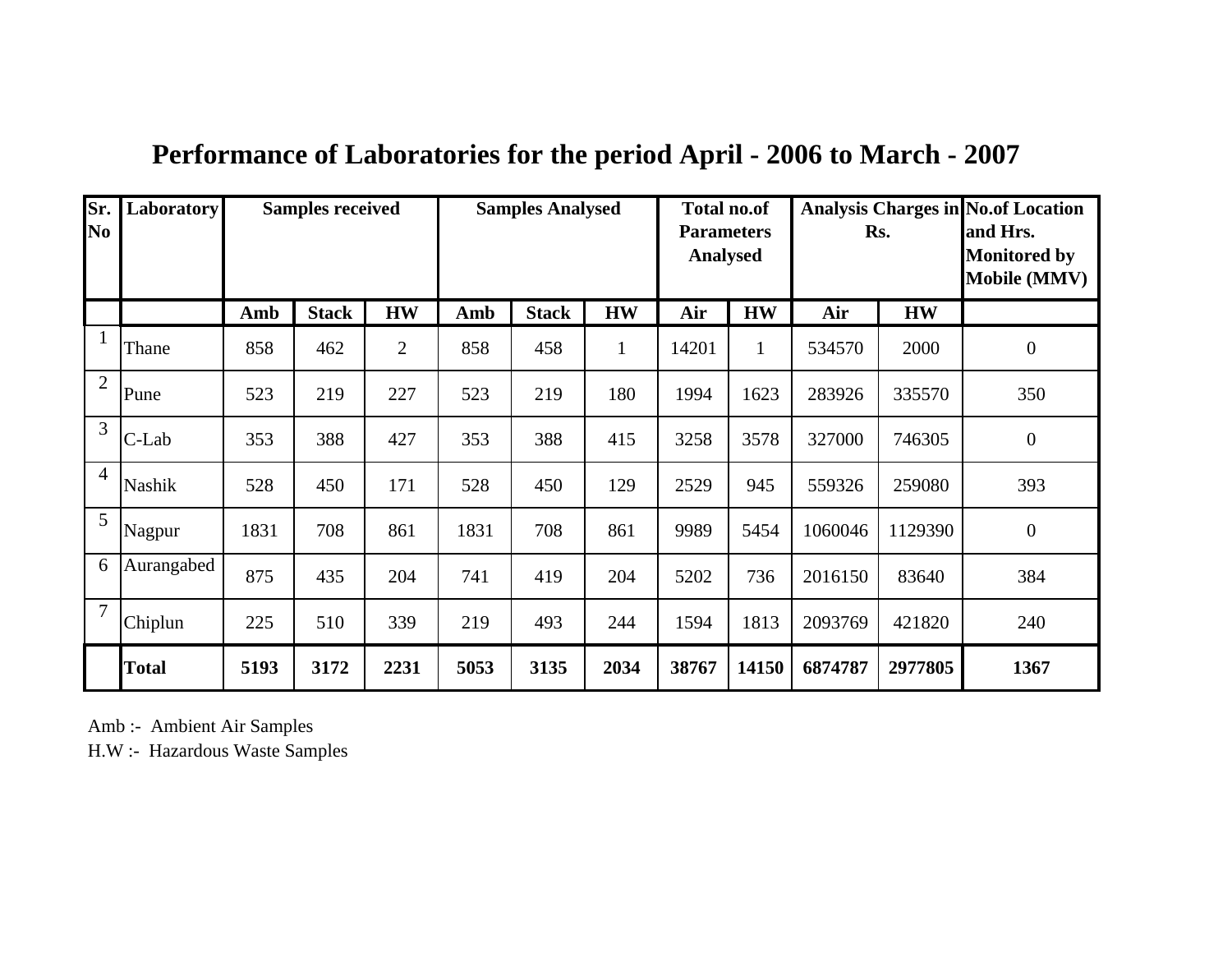# Performance of Laboratories for the period April - 2006 to March - 2007

| Sr. No | Laboratory | Samples received | | | Samples Analysed | | | Total no.of Parameters Analysed | | Analysis Charges in Rs. | | No.of Location and Hrs. Monitored by Mobile (MMV) |
|---|---|---|---|---|---|---|---|---|---|---|---|---|
| | | **Amb** | **Stack** | **HW** | **Amb** | **Stack** | **HW** | **Air** | **HW** | **Air** | **HW** | |
| 1 | Thane | 858 | 462 | 2 | 858 | 458 | 1 | 14201 | 1 | 534570 | 2000 | 0 |
| 2 | Pune | 523 | 219 | 227 | 523 | 219 | 180 | 1994 | 1623 | 283926 | 335570 | 350 |
| 3 | C-Lab | 353 | 388 | 427 | 353 | 388 | 415 | 3258 | 3578 | 327000 | 746305 | 0 |
| 4 | Nashik | 528 | 450 | 171 | 528 | 450 | 129 | 2529 | 945 | 559326 | 259080 | 393 |
| 5 | Nagpur | 1831 | 708 | 861 | 1831 | 708 | 861 | 9989 | 5454 | 1060046 | 1129390 | 0 |
| 6 | Aurangabed | 875 | 435 | 204 | 741 | 419 | 204 | 5202 | 736 | 2016150 | 83640 | 384 |
| 7 | Chiplun | 225 | 510 | 339 | 219 | 493 | 244 | 1594 | 1813 | 2093769 | 421820 | 240 |
| | **Total** | **5193** | **3172** | **2231** | **5053** | **3135** | **2034** | **38767** | **14150** | **6874787** | **2977805** | **1367** |

Amb :- Ambient Air Samples

H.W :- Hazardous Waste Samples